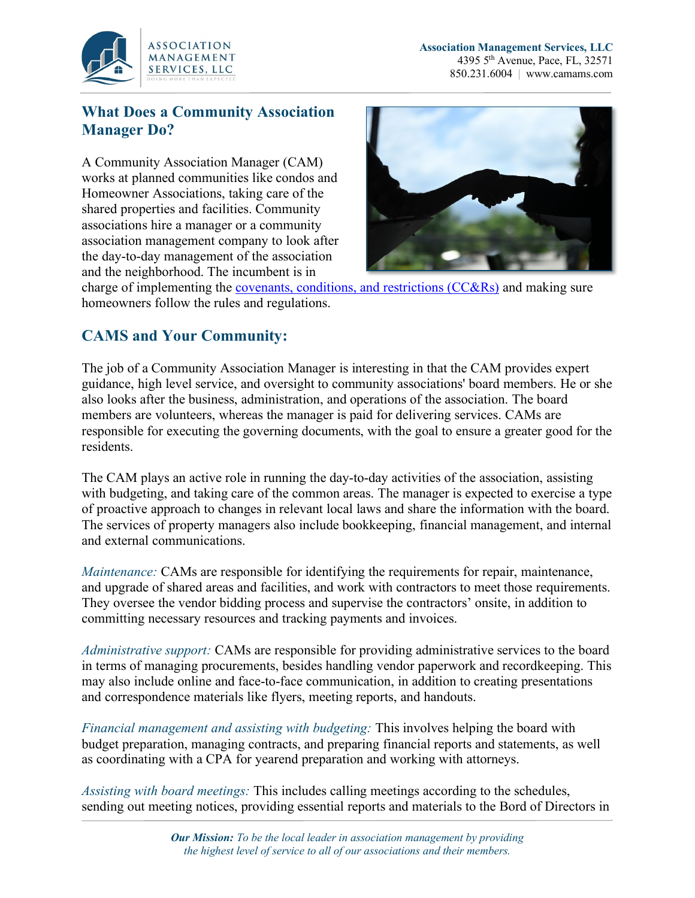Association Management Services, LLC
4395 5th Avenue, Pace, FL, 32571
850.231.6004 | www.camams.com

## What Does a Community Association Manager Do?

A Community Association Manager (CAM) works at planned communities like condos and Homeowner Associations, taking care of the shared properties and facilities. Community associations hire a manager or a community association management company to look after the day-to-day management of the association and the neighborhood. The incumbent is in charge of implementing the [covenants, conditions, and restrictions (CC&Rs)]() and making sure homeowners follow the rules and regulations.

## CAMS and Your Community:

The job of a Community Association Manager is interesting in that the CAM provides expert guidance, high level service, and oversight to community associations' board members. He or she also looks after the business, administration, and operations of the association. The board members are volunteers, whereas the manager is paid for delivering services. CAMs are responsible for executing the governing documents, with the goal to ensure a greater good for the residents.

The CAM plays an active role in running the day-to-day activities of the association, assisting with budgeting, and taking care of the common areas. The manager is expected to exercise a type of proactive approach to changes in relevant local laws and share the information with the board. The services of property managers also include bookkeeping, financial management, and internal and external communications.

*Maintenance:* CAMs are responsible for identifying the requirements for repair, maintenance, and upgrade of shared areas and facilities, and work with contractors to meet those requirements. They oversee the vendor bidding process and supervise the contractors' onsite, in addition to committing necessary resources and tracking payments and invoices.

*Administrative support:* CAMs are responsible for providing administrative services to the board in terms of managing procurements, besides handling vendor paperwork and recordkeeping. This may also include online and face-to-face communication, in addition to creating presentations and correspondence materials like flyers, meeting reports, and handouts.

*Financial management and assisting with budgeting:* This involves helping the board with budget preparation, managing contracts, and preparing financial reports and statements, as well as coordinating with a CPA for yearend preparation and working with attorneys.

*Assisting with board meetings:* This includes calling meetings according to the schedules, sending out meeting notices, providing essential reports and materials to the Bord of Directors in

***Our Mission:*** *To be the local leader in association management by providing the highest level of service to all of our associations and their members.*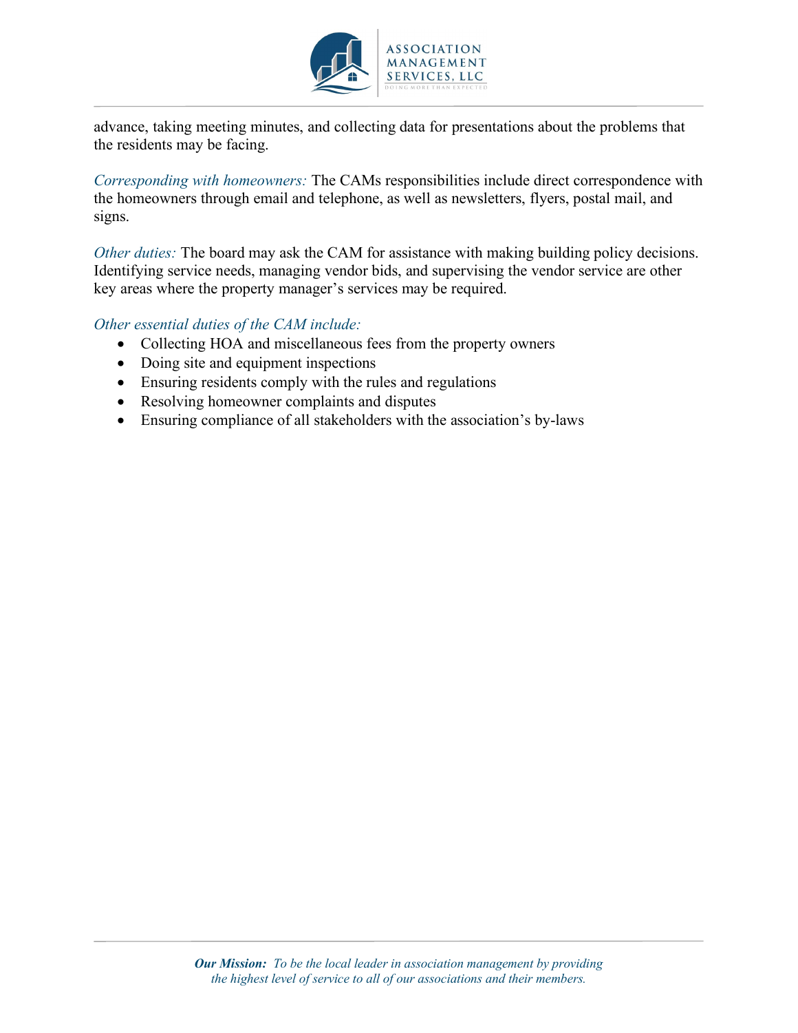advance, taking meeting minutes, and collecting data for presentations about the problems that the residents may be facing.

*Corresponding with homeowners:* The CAMs responsibilities include direct correspondence with the homeowners through email and telephone, as well as newsletters, flyers, postal mail, and signs.

*Other duties:* The board may ask the CAM for assistance with making building policy decisions. Identifying service needs, managing vendor bids, and supervising the vendor service are other key areas where the property manager's services may be required.

*Other essential duties of the CAM include:*

- Collecting HOA and miscellaneous fees from the property owners
- Doing site and equipment inspections
- Ensuring residents comply with the rules and regulations
- Resolving homeowner complaints and disputes
- Ensuring compliance of all stakeholders with the association's by-laws